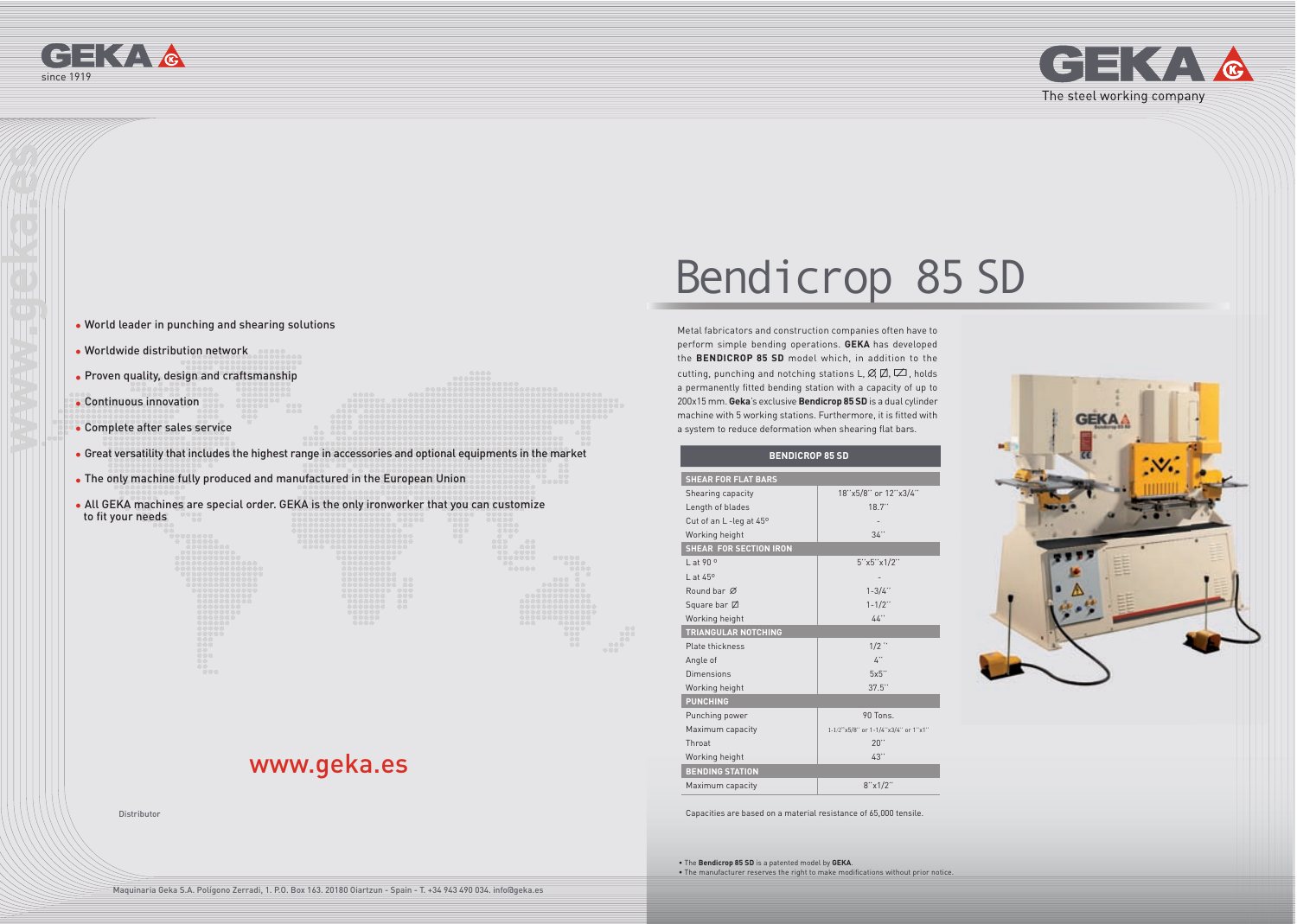GEKA since 1919

GEKA The steel working company

www.geka.es

- World leader in punching and shearing solutions
- Worldwide distribution network
- Proven quality, design and craftsmanship
- Continuous innovation
- Complete after sales service
- Great versatility that includes the highest range in accessories and optional equipments in the market
- The only machine fully produced and manufactured in the European Union
- All GEKA machines are special order. GEKA is the only ironworker that you can customize to fit your needs

www.geka.es

Distributor

Maquinaria Geka S.A. Polígono Zerradi, 1. P.O. Box 163. 20180 Oiartzun - Spain - T. +34 943 490 034. info@geka.es

# Bendicrop 85 SD

Metal fabricators and construction companies often have to perform simple bending operations. **GEKA** has developed the **BENDICROP 85 SD** model which, in addition to the cutting, punching and notching stations L, Ø, ☐, ▱, holds a permanently fitted bending station with a capacity of up to 200x15 mm. **Geka**'s exclusive **Bendicrop 85 SD** is a dual cylinder machine with 5 working stations. Furthermore, it is fitted with a system to reduce deformation when shearing flat bars.

| BENDICROP 85 SD | |
|---|---|
| **SHEAR FOR FLAT BARS** | |
| Shearing capacity | 18''x5/8'' or 12''x3/4'' |
| Length of blades | 18.7'' |
| Cut of an L -leg at 45º | - |
| Working height | 34'' |
| **SHEAR FOR SECTION IRON** | |
| L at 90 º | 5''x5''x1/2'' |
| L at 45º | - |
| Round bar Ø | 1-3/4'' |
| Square bar ☐ | 1-1/2'' |
| Working height | 44'' |
| **TRIANGULAR NOTCHING** | |
| Plate thickness | 1/2 '' |
| Angle of | 4'' |
| Dimensions | 5x5'' |
| Working height | 37.5'' |
| **PUNCHING** | |
| Punching power | 90 Tons. |
| Maximum capacity | 1-1/2''x5/8'' or 1-1/4''x3/4'' or 1''x1'' |
| Throat | 20'' |
| Working height | 43'' |
| **BENDING STATION** | |
| Maximum capacity | 8''x1/2'' |

Capacities are based on a material resistance of 65,000 tensile.

- The **Bendicrop 85 SD** is a patented model by **GEKA**.
- The manufacturer reserves the right to make modifications without prior notice.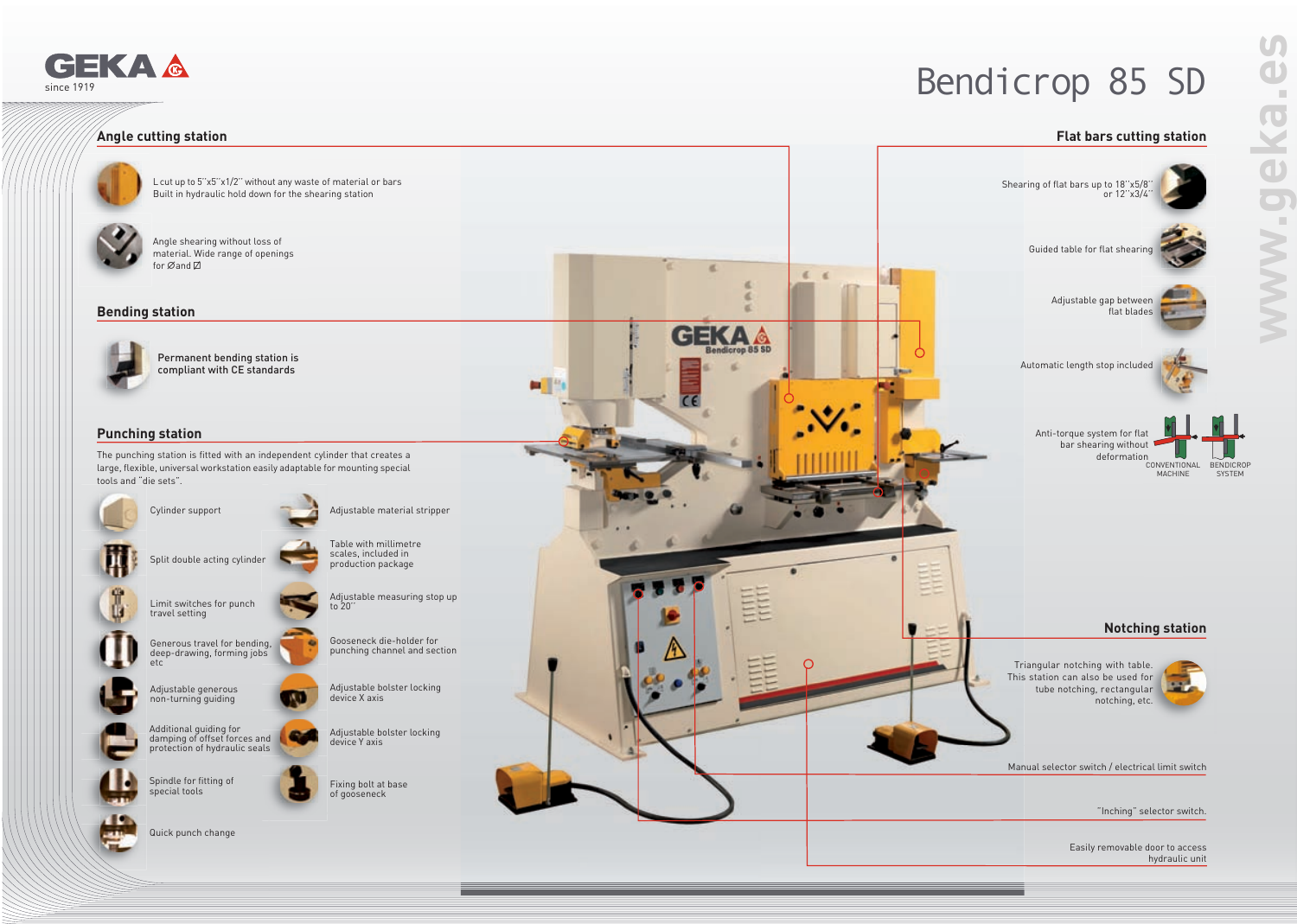GEKA since 1919

# Bendicrop 85 SD

## Angle cutting station

L cut up to 5"x5"x1/2" without any waste of material or bars
Built in hydraulic hold down for the shearing station

Angle shearing without loss of material. Wide range of openings for Ø and ◻

## Bending station

Permanent bending station is compliant with CE standards

## Punching station

The punching station is fitted with an independent cylinder that creates a large, flexible, universal workstation easily adaptable for mounting special tools and "die sets".

- Cylinder support
- Split double acting cylinder
- Limit switches for punch travel setting
- Generous travel for bending, deep-drawing, forming jobs etc
- Adjustable generous non-turning guiding
- Additional guiding for damping of offset forces and protection of hydraulic seals
- Spindle for fitting of special tools
- Quick punch change
- Adjustable material stripper
- Table with millimetre scales, included in production package
- Adjustable measuring stop up to 20"
- Gooseneck die-holder for punching channel and section
- Adjustable bolster locking device X axis
- Adjustable bolster locking device Y axis
- Fixing bolt at base of gooseneck

## Flat bars cutting station

Shearing of flat bars up to 18"x5/8" or 12"x3/4"

Guided table for flat shearing

Adjustable gap between flat blades

Automatic length stop included

Anti-torque system for flat bar shearing without deformation

CONVENTIONAL MACHINE

BENDICROP SYSTEM

## Notching station

Triangular notching with table. This station can also be used for tube notching, rectangular notching, etc.

Manual selector switch / electrical limit switch

"Inching" selector switch.

Easily removable door to access hydraulic unit

www.geka.es